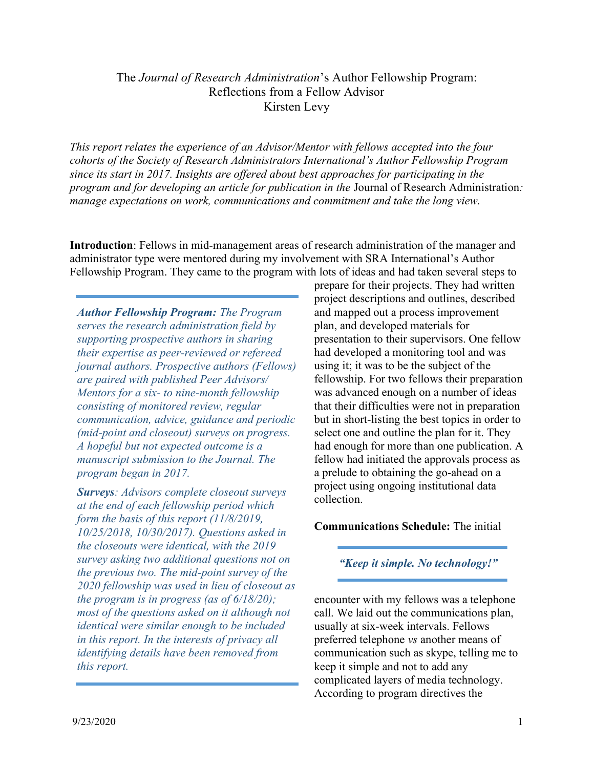# The *Journal of Research Administration*'s Author Fellowship Program: Reflections from a Fellow Advisor

Kirsten Levy

*This report relates the experience of an Advisor/Mentor with fellows accepted into the four cohorts of the Society of Research Administrators International's Author Fellowship Program since its start in 2017. Insights are offered about best approaches for participating in the program and for developing an article for publication in the* Journal of Research Administration*: manage expectations on work, communications and commitment and take the long view.*

**Introduction**: Fellows in mid-management areas of research administration of the manager and administrator type were mentored during my involvement with SRA International's Author Fellowship Program. They came to the program with lots of ideas and had taken several steps to prepare for their projects. They had written project descriptions and outlines, described and mapped out a process improvement plan, and developed materials for presentation to their supervisors. One fellow had developed a monitoring tool and was using it; it was to be the subject of the fellowship. For two fellows their preparation was advanced enough on a number of ideas that their difficulties were not in preparation but in short-listing the best topics in order to select one and outline the plan for it. They had enough for more than one publication. A fellow had initiated the approvals process as a prelude to obtaining the go-ahead on a project using ongoing institutional data collection.

> ***Author Fellowship Program:*** *The Program serves the research administration field by supporting prospective authors in sharing their expertise as peer-reviewed or refereed journal authors. Prospective authors (Fellows) are paired with published Peer Advisors/Mentors for a six- to nine-month fellowship consisting of monitored review, regular communication, advice, guidance and periodic (mid-point and closeout) surveys on progress. A hopeful but not expected outcome is a manuscript submission to the Journal. The program began in 2017.*
>
> ***Surveys****: Advisors complete closeout surveys at the end of each fellowship period which form the basis of this report (11/8/2019, 10/25/2018, 10/30/2017). Questions asked in the closeouts were identical, with the 2019 survey asking two additional questions not on the previous two. The mid-point survey of the 2020 fellowship was used in lieu of closeout as the program is in progress (as of 6/18/20); most of the questions asked on it although not identical were similar enough to be included in this report. In the interests of privacy all identifying details have been removed from this report.*

**Communications Schedule:** The initial encounter with my fellows was a telephone call. We laid out the communications plan, usually at six-week intervals. Fellows preferred telephone *vs* another means of communication such as skype, telling me to keep it simple and not to add any complicated layers of media technology. According to program directives the

> ***"Keep it simple. No technology!"***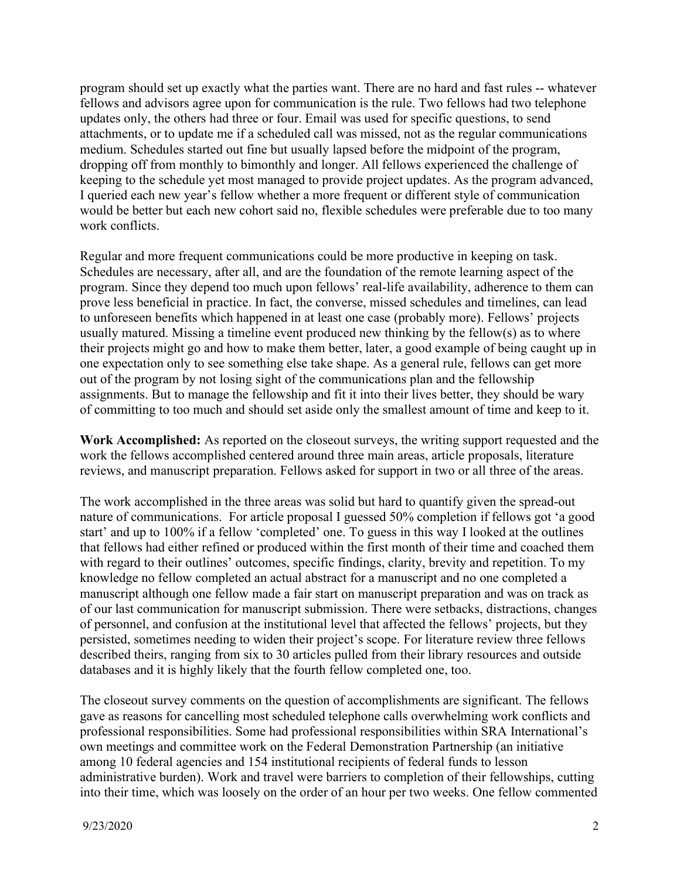program should set up exactly what the parties want. There are no hard and fast rules -- whatever fellows and advisors agree upon for communication is the rule. Two fellows had two telephone updates only, the others had three or four. Email was used for specific questions, to send attachments, or to update me if a scheduled call was missed, not as the regular communications medium. Schedules started out fine but usually lapsed before the midpoint of the program, dropping off from monthly to bimonthly and longer. All fellows experienced the challenge of keeping to the schedule yet most managed to provide project updates. As the program advanced, I queried each new year's fellow whether a more frequent or different style of communication would be better but each new cohort said no, flexible schedules were preferable due to too many work conflicts.

Regular and more frequent communications could be more productive in keeping on task. Schedules are necessary, after all, and are the foundation of the remote learning aspect of the program. Since they depend too much upon fellows' real-life availability, adherence to them can prove less beneficial in practice. In fact, the converse, missed schedules and timelines, can lead to unforeseen benefits which happened in at least one case (probably more). Fellows' projects usually matured. Missing a timeline event produced new thinking by the fellow(s) as to where their projects might go and how to make them better, later, a good example of being caught up in one expectation only to see something else take shape. As a general rule, fellows can get more out of the program by not losing sight of the communications plan and the fellowship assignments. But to manage the fellowship and fit it into their lives better, they should be wary of committing to too much and should set aside only the smallest amount of time and keep to it.

**Work Accomplished:** As reported on the closeout surveys, the writing support requested and the work the fellows accomplished centered around three main areas, article proposals, literature reviews, and manuscript preparation. Fellows asked for support in two or all three of the areas.

The work accomplished in the three areas was solid but hard to quantify given the spread-out nature of communications. For article proposal I guessed 50% completion if fellows got 'a good start' and up to 100% if a fellow 'completed' one. To guess in this way I looked at the outlines that fellows had either refined or produced within the first month of their time and coached them with regard to their outlines' outcomes, specific findings, clarity, brevity and repetition. To my knowledge no fellow completed an actual abstract for a manuscript and no one completed a manuscript although one fellow made a fair start on manuscript preparation and was on track as of our last communication for manuscript submission. There were setbacks, distractions, changes of personnel, and confusion at the institutional level that affected the fellows' projects, but they persisted, sometimes needing to widen their project's scope. For literature review three fellows described theirs, ranging from six to 30 articles pulled from their library resources and outside databases and it is highly likely that the fourth fellow completed one, too.

The closeout survey comments on the question of accomplishments are significant. The fellows gave as reasons for cancelling most scheduled telephone calls overwhelming work conflicts and professional responsibilities. Some had professional responsibilities within SRA International's own meetings and committee work on the Federal Demonstration Partnership (an initiative among 10 federal agencies and 154 institutional recipients of federal funds to lesson administrative burden). Work and travel were barriers to completion of their fellowships, cutting into their time, which was loosely on the order of an hour per two weeks. One fellow commented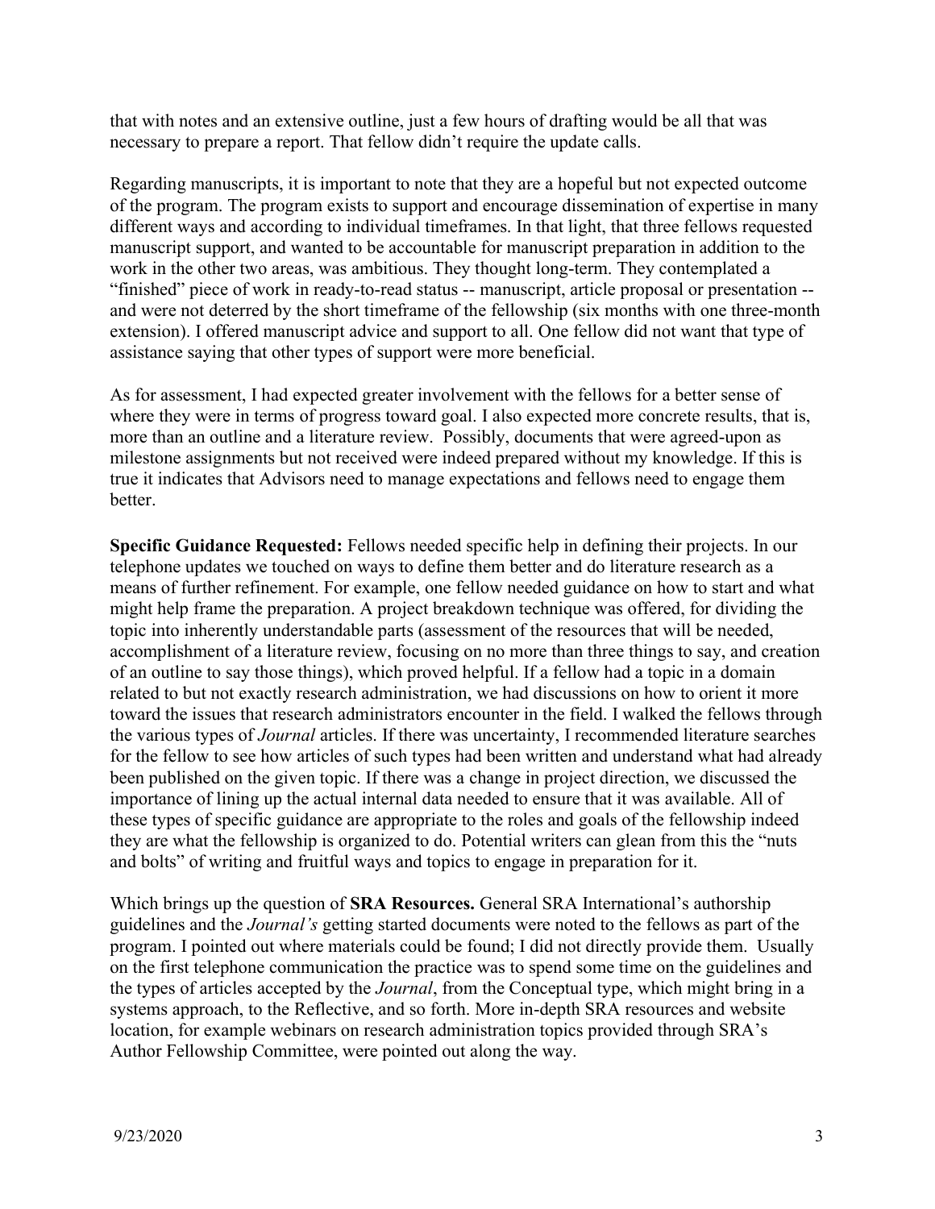that with notes and an extensive outline, just a few hours of drafting would be all that was necessary to prepare a report. That fellow didn't require the update calls.

Regarding manuscripts, it is important to note that they are a hopeful but not expected outcome of the program. The program exists to support and encourage dissemination of expertise in many different ways and according to individual timeframes. In that light, that three fellows requested manuscript support, and wanted to be accountable for manuscript preparation in addition to the work in the other two areas, was ambitious. They thought long-term. They contemplated a "finished" piece of work in ready-to-read status -- manuscript, article proposal or presentation -- and were not deterred by the short timeframe of the fellowship (six months with one three-month extension). I offered manuscript advice and support to all. One fellow did not want that type of assistance saying that other types of support were more beneficial.

As for assessment, I had expected greater involvement with the fellows for a better sense of where they were in terms of progress toward goal. I also expected more concrete results, that is, more than an outline and a literature review. Possibly, documents that were agreed-upon as milestone assignments but not received were indeed prepared without my knowledge. If this is true it indicates that Advisors need to manage expectations and fellows need to engage them better.

**Specific Guidance Requested:** Fellows needed specific help in defining their projects. In our telephone updates we touched on ways to define them better and do literature research as a means of further refinement. For example, one fellow needed guidance on how to start and what might help frame the preparation. A project breakdown technique was offered, for dividing the topic into inherently understandable parts (assessment of the resources that will be needed, accomplishment of a literature review, focusing on no more than three things to say, and creation of an outline to say those things), which proved helpful. If a fellow had a topic in a domain related to but not exactly research administration, we had discussions on how to orient it more toward the issues that research administrators encounter in the field. I walked the fellows through the various types of *Journal* articles. If there was uncertainty, I recommended literature searches for the fellow to see how articles of such types had been written and understand what had already been published on the given topic. If there was a change in project direction, we discussed the importance of lining up the actual internal data needed to ensure that it was available. All of these types of specific guidance are appropriate to the roles and goals of the fellowship indeed they are what the fellowship is organized to do. Potential writers can glean from this the "nuts and bolts" of writing and fruitful ways and topics to engage in preparation for it.

Which brings up the question of **SRA Resources.** General SRA International's authorship guidelines and the *Journal's* getting started documents were noted to the fellows as part of the program. I pointed out where materials could be found; I did not directly provide them. Usually on the first telephone communication the practice was to spend some time on the guidelines and the types of articles accepted by the *Journal*, from the Conceptual type, which might bring in a systems approach, to the Reflective, and so forth. More in-depth SRA resources and website location, for example webinars on research administration topics provided through SRA's Author Fellowship Committee, were pointed out along the way.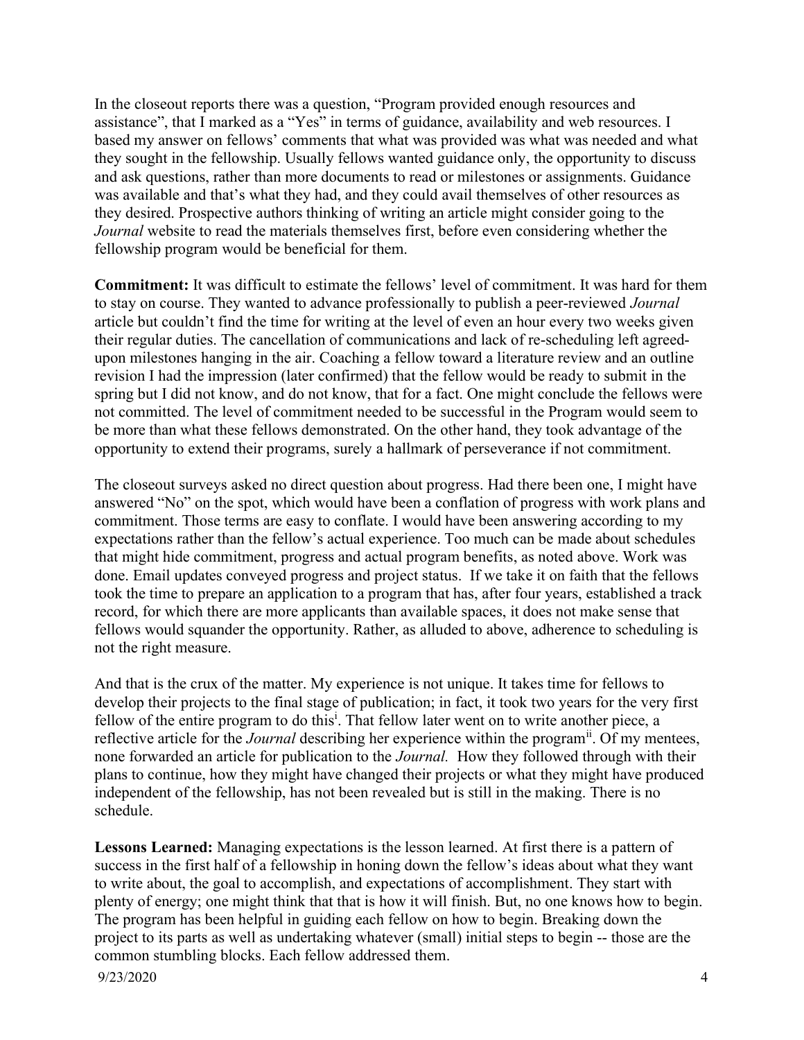In the closeout reports there was a question, "Program provided enough resources and assistance", that I marked as a "Yes" in terms of guidance, availability and web resources. I based my answer on fellows' comments that what was provided was what was needed and what they sought in the fellowship. Usually fellows wanted guidance only, the opportunity to discuss and ask questions, rather than more documents to read or milestones or assignments. Guidance was available and that's what they had, and they could avail themselves of other resources as they desired. Prospective authors thinking of writing an article might consider going to the *Journal* website to read the materials themselves first, before even considering whether the fellowship program would be beneficial for them.

**Commitment:** It was difficult to estimate the fellows' level of commitment. It was hard for them to stay on course. They wanted to advance professionally to publish a peer-reviewed *Journal* article but couldn't find the time for writing at the level of even an hour every two weeks given their regular duties. The cancellation of communications and lack of re-scheduling left agreed-upon milestones hanging in the air. Coaching a fellow toward a literature review and an outline revision I had the impression (later confirmed) that the fellow would be ready to submit in the spring but I did not know, and do not know, that for a fact. One might conclude the fellows were not committed. The level of commitment needed to be successful in the Program would seem to be more than what these fellows demonstrated. On the other hand, they took advantage of the opportunity to extend their programs, surely a hallmark of perseverance if not commitment.

The closeout surveys asked no direct question about progress. Had there been one, I might have answered "No" on the spot, which would have been a conflation of progress with work plans and commitment. Those terms are easy to conflate. I would have been answering according to my expectations rather than the fellow's actual experience. Too much can be made about schedules that might hide commitment, progress and actual program benefits, as noted above. Work was done. Email updates conveyed progress and project status. If we take it on faith that the fellows took the time to prepare an application to a program that has, after four years, established a track record, for which there are more applicants than available spaces, it does not make sense that fellows would squander the opportunity. Rather, as alluded to above, adherence to scheduling is not the right measure.

And that is the crux of the matter. My experience is not unique. It takes time for fellows to develop their projects to the final stage of publication; in fact, it took two years for the very first fellow of the entire program to do this[i]. That fellow later went on to write another piece, a reflective article for the *Journal* describing her experience within the program[ii]. Of my mentees, none forwarded an article for publication to the *Journal.* How they followed through with their plans to continue, how they might have changed their projects or what they might have produced independent of the fellowship, has not been revealed but is still in the making. There is no schedule.

**Lessons Learned:** Managing expectations is the lesson learned. At first there is a pattern of success in the first half of a fellowship in honing down the fellow's ideas about what they want to write about, the goal to accomplish, and expectations of accomplishment. They start with plenty of energy; one might think that that is how it will finish. But, no one knows how to begin. The program has been helpful in guiding each fellow on how to begin. Breaking down the project to its parts as well as undertaking whatever (small) initial steps to begin -- those are the common stumbling blocks. Each fellow addressed them.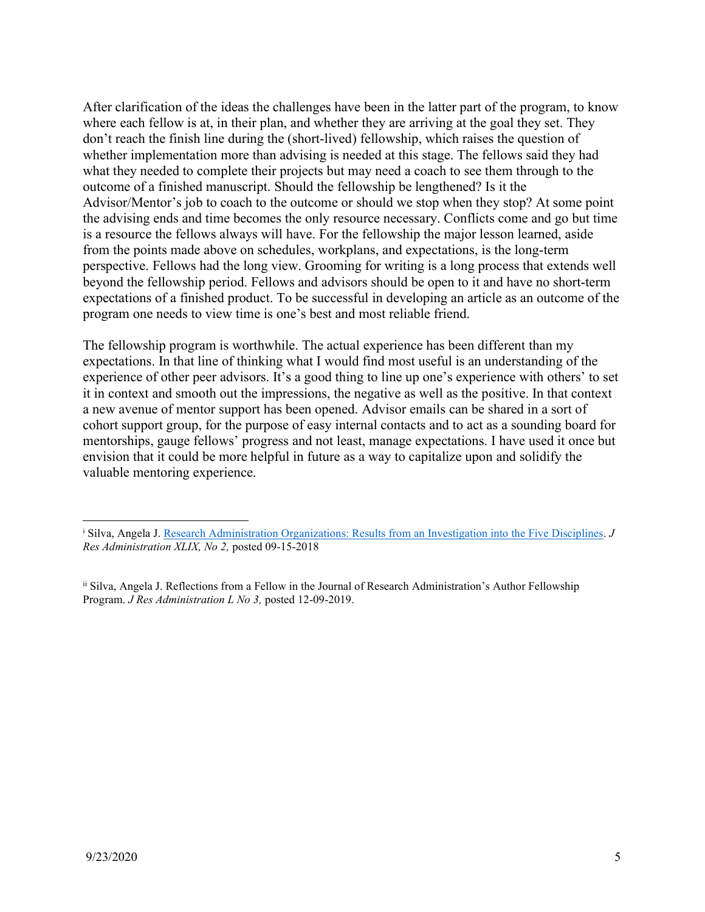After clarification of the ideas the challenges have been in the latter part of the program, to know where each fellow is at, in their plan, and whether they are arriving at the goal they set. They don't reach the finish line during the (short-lived) fellowship, which raises the question of whether implementation more than advising is needed at this stage. The fellows said they had what they needed to complete their projects but may need a coach to see them through to the outcome of a finished manuscript. Should the fellowship be lengthened? Is it the Advisor/Mentor's job to coach to the outcome or should we stop when they stop? At some point the advising ends and time becomes the only resource necessary. Conflicts come and go but time is a resource the fellows always will have. For the fellowship the major lesson learned, aside from the points made above on schedules, workplans, and expectations, is the long-term perspective. Fellows had the long view. Grooming for writing is a long process that extends well beyond the fellowship period. Fellows and advisors should be open to it and have no short-term expectations of a finished product. To be successful in developing an article as an outcome of the program one needs to view time is one's best and most reliable friend.

The fellowship program is worthwhile. The actual experience has been different than my expectations. In that line of thinking what I would find most useful is an understanding of the experience of other peer advisors. It's a good thing to line up one's experience with others' to set it in context and smooth out the impressions, the negative as well as the positive. In that context a new avenue of mentor support has been opened. Advisor emails can be shared in a sort of cohort support group, for the purpose of easy internal contacts and to act as a sounding board for mentorships, gauge fellows' progress and not least, manage expectations. I have used it once but envision that it could be more helpful in future as a way to capitalize upon and solidify the valuable mentoring experience.

---

[i] Silva, Angela J. Research Administration Organizations: Results from an Investigation into the Five Disciplines. *J Res Administration XLIX, No 2,* posted 09-15-2018

[ii] Silva, Angela J. Reflections from a Fellow in the Journal of Research Administration's Author Fellowship Program. *J Res Administration L No 3,* posted 12-09-2019.